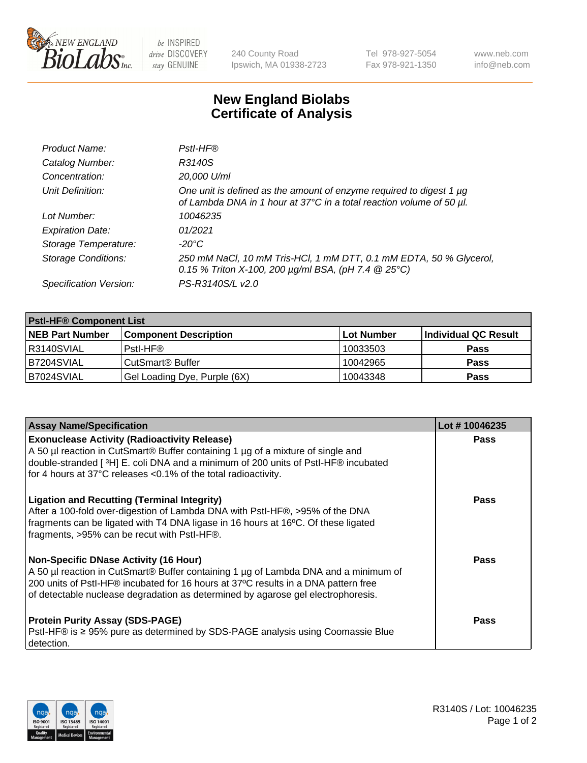New England BioLabs Inc. — be INSPIRED drive DISCOVERY stay GENUINE

240 County Road
Ipswich, MA 01938-2723

Tel 978-927-5054
Fax 978-921-1350

www.neb.com
info@neb.com

# New England Biolabs Certificate of Analysis

| | |
|---|---|
| *Product Name:* | *PstI-HF®* |
| *Catalog Number:* | *R3140S* |
| *Concentration:* | *20,000 U/ml* |
| *Unit Definition:* | *One unit is defined as the amount of enzyme required to digest 1 µg of Lambda DNA in 1 hour at 37°C in a total reaction volume of 50 µl.* |
| *Lot Number:* | *10046235* |
| *Expiration Date:* | *01/2021* |
| *Storage Temperature:* | *-20°C* |
| *Storage Conditions:* | *250 mM NaCl, 10 mM Tris-HCl, 1 mM DTT, 0.1 mM EDTA, 50 % Glycerol, 0.15 % Triton X-100, 200 µg/ml BSA, (pH 7.4 @ 25°C)* |
| *Specification Version:* | *PS-R3140S/L v2.0* |

| **PstI-HF® Component List** | | | |
|---|---|---|---|
| **NEB Part Number** | **Component Description** | **Lot Number** | **Individual QC Result** |
| R3140SVIAL | PstI-HF® | 10033503 | **Pass** |
| B7204SVIAL | CutSmart® Buffer | 10042965 | **Pass** |
| B7024SVIAL | Gel Loading Dye, Purple (6X) | 10043348 | **Pass** |

| **Assay Name/Specification** | **Lot # 10046235** |
|---|---|
| **Exonuclease Activity (Radioactivity Release)** A 50 µl reaction in CutSmart® Buffer containing 1 µg of a mixture of single and double-stranded [ $^3$H] E. coli DNA and a minimum of 200 units of PstI-HF® incubated for 4 hours at 37°C releases <0.1% of the total radioactivity. | **Pass** |
| **Ligation and Recutting (Terminal Integrity)** After a 100-fold over-digestion of Lambda DNA with PstI-HF®, >95% of the DNA fragments can be ligated with T4 DNA ligase in 16 hours at 16ºC. Of these ligated fragments, >95% can be recut with PstI-HF®. | **Pass** |
| **Non-Specific DNase Activity (16 Hour)** A 50 µl reaction in CutSmart® Buffer containing 1 µg of Lambda DNA and a minimum of 200 units of PstI-HF® incubated for 16 hours at 37ºC results in a DNA pattern free of detectable nuclease degradation as determined by agarose gel electrophoresis. | **Pass** |
| **Protein Purity Assay (SDS-PAGE)** PstI-HF® is ≥ 95% pure as determined by SDS-PAGE analysis using Coomassie Blue detection. | **Pass** |

R3140S / Lot: 10046235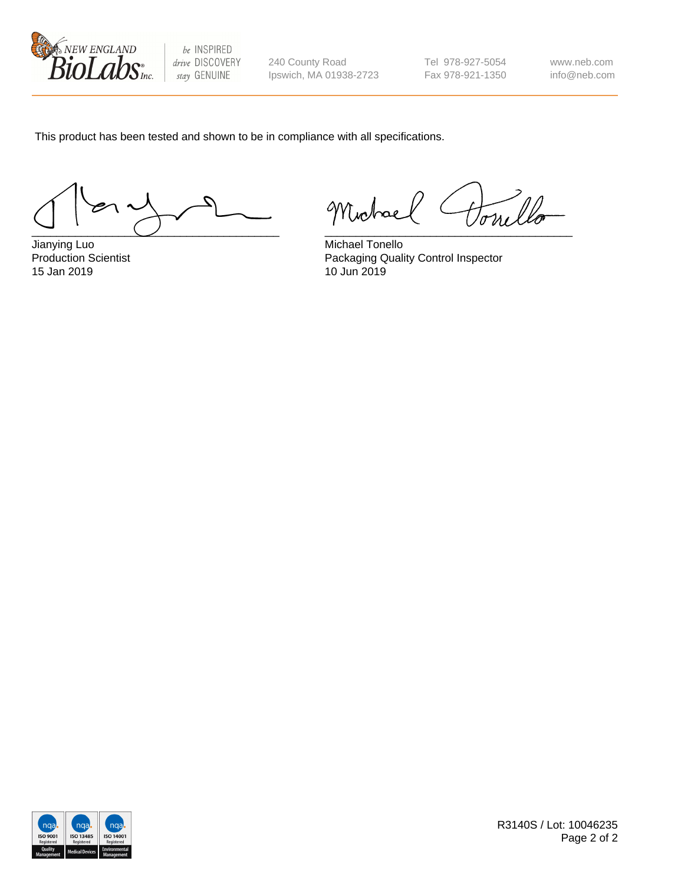This product has been tested and shown to be in compliance with all specifications.

Jianying Luo
Production Scientist
15 Jan 2019

Michael Tonello
Packaging Quality Control Inspector
10 Jun 2019

R3140S / Lot: 10046235